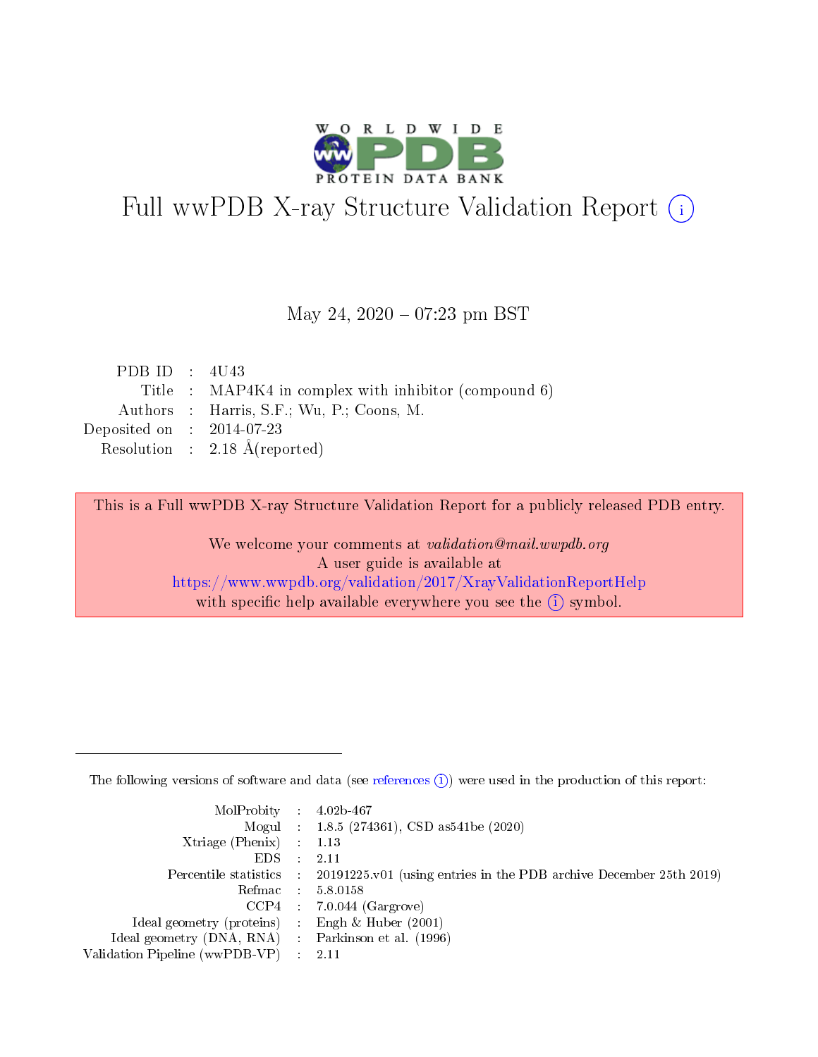# Full wwPDB X-ray Structure Validation Report (i)

May 24, 2020 – 07:23 pm BST

| | | |
|---|---|---|
| PDB ID | : | 4U43 |
| Title | : | MAP4K4 in complex with inhibitor (compound 6) |
| Authors | : | Harris, S.F.; Wu, P.; Coons, M. |
| Deposited on | : | 2014-07-23 |
| Resolution | : | 2.18 Å(reported) |

This is a Full wwPDB X-ray Structure Validation Report for a publicly released PDB entry.

We welcome your comments at *validation@mail.wwpdb.org*
A user guide is available at
https://www.wwpdb.org/validation/2017/XrayValidationReportHelp
with specific help available everywhere you see the (i) symbol.

---

The following versions of software and data (see references (i)) were used in the production of this report:

| | | |
|---|---|---|
| MolProbity | : | 4.02b-467 |
| Mogul | : | 1.8.5 (274361), CSD as541be (2020) |
| Xtriage (Phenix) | : | 1.13 |
| EDS | : | 2.11 |
| Percentile statistics | : | 20191225.v01 (using entries in the PDB archive December 25th 2019) |
| Refmac | : | 5.8.0158 |
| CCP4 | : | 7.0.044 (Gargrove) |
| Ideal geometry (proteins) | : | Engh & Huber (2001) |
| Ideal geometry (DNA, RNA) | : | Parkinson et al. (1996) |
| Validation Pipeline (wwPDB-VP) | : | 2.11 |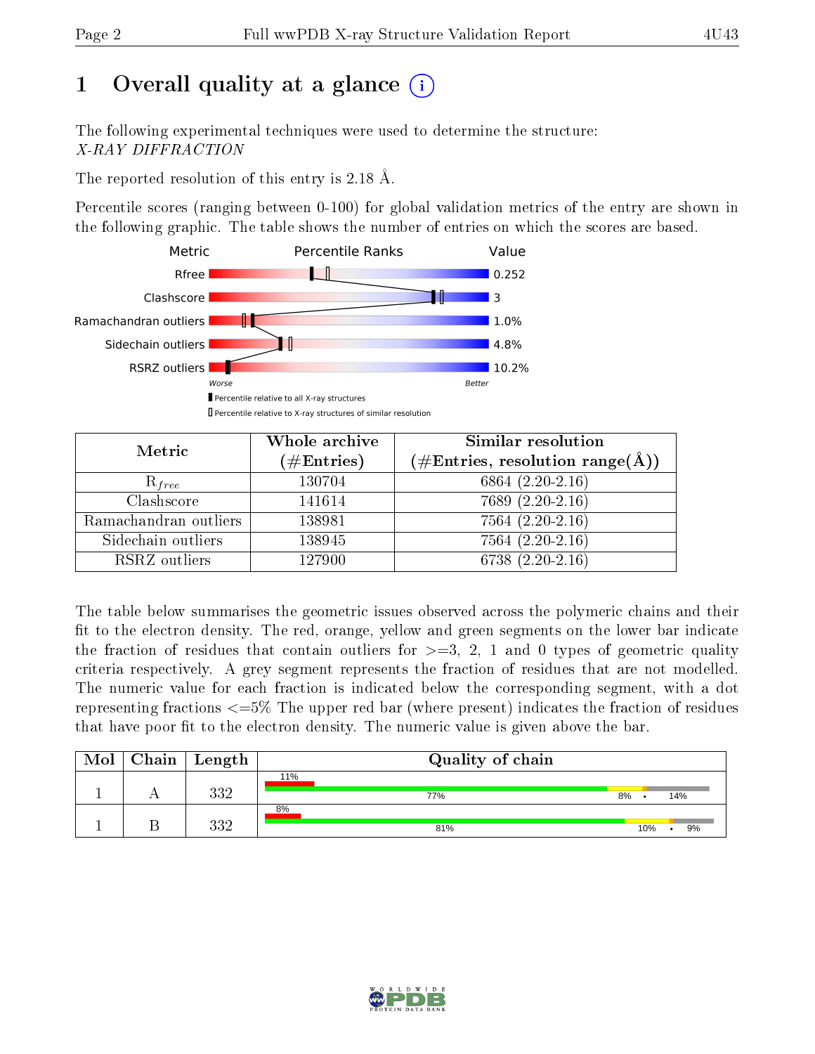# 1 Overall quality at a glance

The following experimental techniques were used to determine the structure:
*X-RAY DIFFRACTION*

The reported resolution of this entry is 2.18 Å.

Percentile scores (ranging between 0-100) for global validation metrics of the entry are shown in the following graphic. The table shows the number of entries on which the scores are based.

| Metric | Value |
|---|---|
| Rfree | 0.252 |
| Clashscore | 3 |
| Ramachandran outliers | 1.0% |
| Sidechain outliers | 4.8% |
| RSRZ outliers | 10.2% |

Worse — Better

▮ Percentile relative to all X-ray structures
▯ Percentile relative to X-ray structures of similar resolution

| Metric | Whole archive (#Entries) | Similar resolution (#Entries, resolution range(Å)) |
|---|---|---|
| $R_{free}$ | 130704 | 6864 (2.20-2.16) |
| Clashscore | 141614 | 7689 (2.20-2.16) |
| Ramachandran outliers | 138981 | 7564 (2.20-2.16) |
| Sidechain outliers | 138945 | 7564 (2.20-2.16) |
| RSRZ outliers | 127900 | 6738 (2.20-2.16) |

The table below summarises the geometric issues observed across the polymeric chains and their fit to the electron density. The red, orange, yellow and green segments on the lower bar indicate the fraction of residues that contain outliers for >=3, 2, 1 and 0 types of geometric quality criteria respectively. A grey segment represents the fraction of residues that are not modelled. The numeric value for each fraction is indicated below the corresponding segment, with a dot representing fractions <=5% The upper red bar (where present) indicates the fraction of residues that have poor fit to the electron density. The numeric value is given above the bar.

| Mol | Chain | Length | Quality of chain |
|---|---|---|---|
| 1 | A | 332 | 11% / 77% · 8% · • · 14% |
| 1 | B | 332 | 8% / 81% · 10% · • · 9% |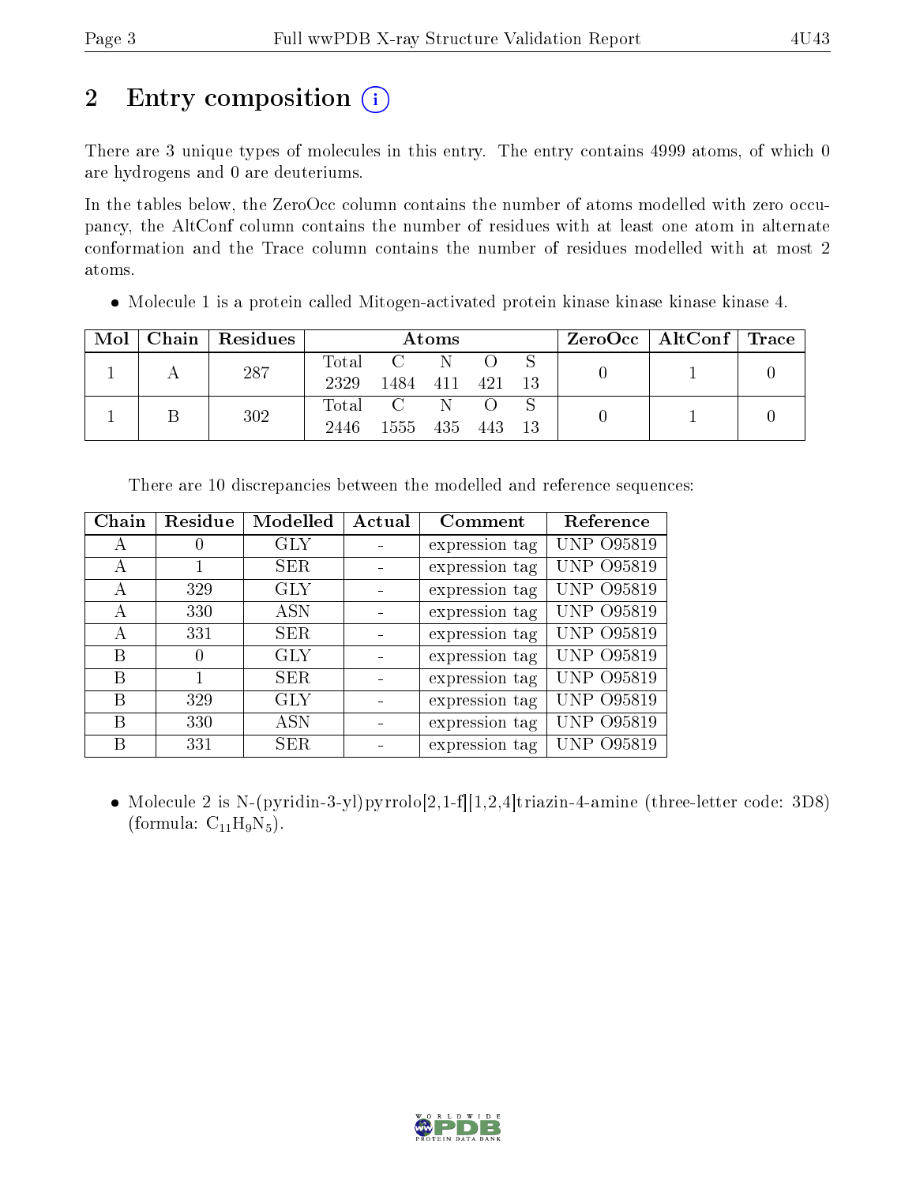## 2 Entry composition (i)

There are 3 unique types of molecules in this entry. The entry contains 4999 atoms, of which 0 are hydrogens and 0 are deuteriums.

In the tables below, the ZeroOcc column contains the number of atoms modelled with zero occupancy, the AltConf column contains the number of residues with at least one atom in alternate conformation and the Trace column contains the number of residues modelled with at most 2 atoms.

- Molecule 1 is a protein called Mitogen-activated protein kinase kinase kinase kinase 4.

| Mol | Chain | Residues | Atoms | | | | | ZeroOcc | AltConf | Trace |
|---|---|---|---|---|---|---|---|---|---|---|
| 1 | A | 287 | Total 2329 | C 1484 | N 411 | O 421 | S 13 | 0 | 1 | 0 |
| 1 | B | 302 | Total 2446 | C 1555 | N 435 | O 443 | S 13 | 0 | 1 | 0 |

There are 10 discrepancies between the modelled and reference sequences:

| Chain | Residue | Modelled | Actual | Comment | Reference |
|---|---|---|---|---|---|
| A | 0 | GLY | - | expression tag | UNP O95819 |
| A | 1 | SER | - | expression tag | UNP O95819 |
| A | 329 | GLY | - | expression tag | UNP O95819 |
| A | 330 | ASN | - | expression tag | UNP O95819 |
| A | 331 | SER | - | expression tag | UNP O95819 |
| B | 0 | GLY | - | expression tag | UNP O95819 |
| B | 1 | SER | - | expression tag | UNP O95819 |
| B | 329 | GLY | - | expression tag | UNP O95819 |
| B | 330 | ASN | - | expression tag | UNP O95819 |
| B | 331 | SER | - | expression tag | UNP O95819 |

- Molecule 2 is N-(pyridin-3-yl)pyrrolo[2,1-f][1,2,4]triazin-4-amine (three-letter code: 3D8) (formula: $C_{11}H_{9}N_{5}$).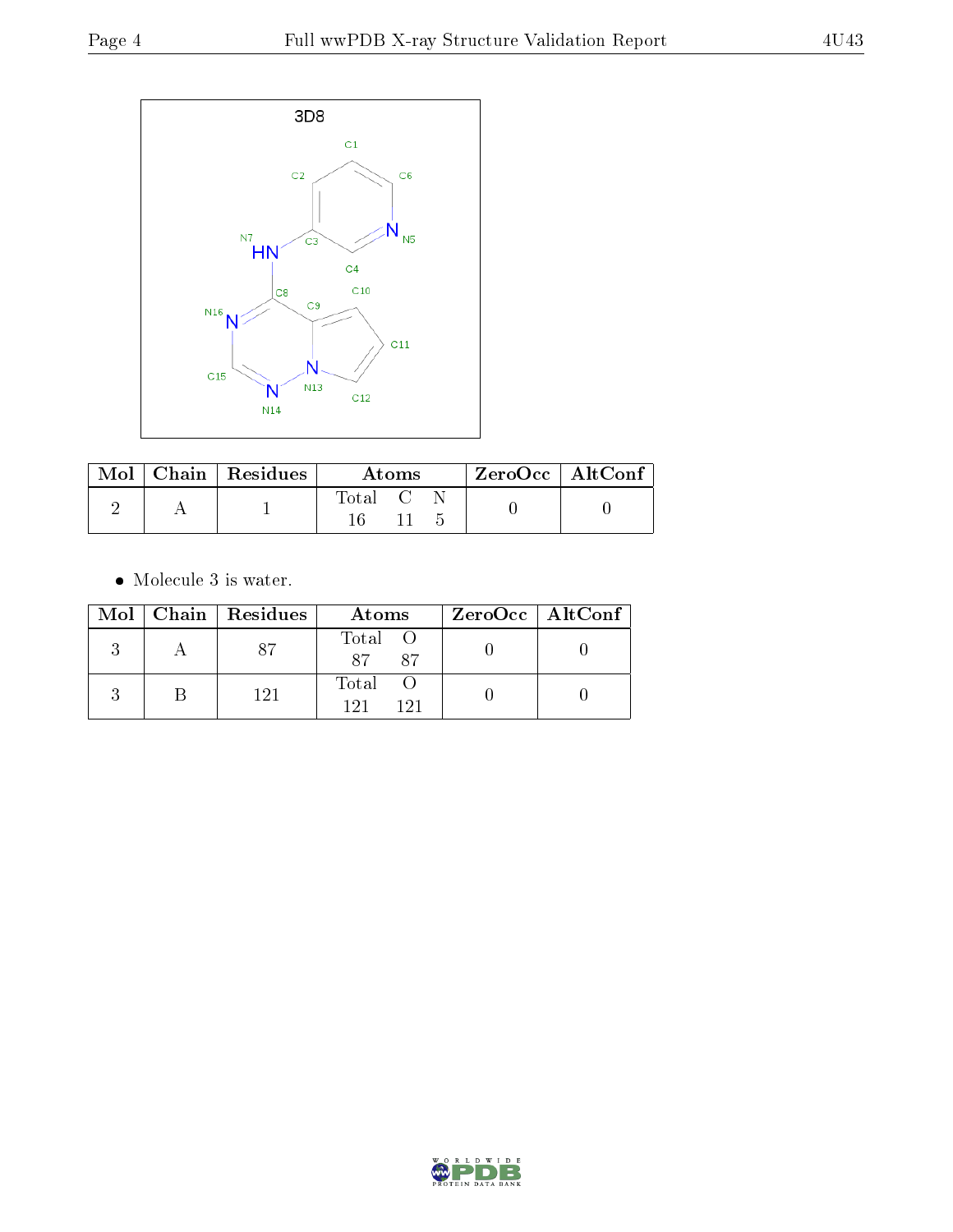| Mol | Chain | Residues | Atoms | | | ZeroOcc | AltConf |
|---|---|---|---|---|---|---|---|
| | | | Total | C | N | | |
| 2 | A | 1 | 16 | 11 | 5 | 0 | 0 |

- Molecule 3 is water.

| Mol | Chain | Residues | Atoms | | ZeroOcc | AltConf |
|---|---|---|---|---|---|---|
| | | | Total | O | | |
| 3 | A | 87 | 87 | 87 | 0 | 0 |
| 3 | B | 121 | 121 | 121 | 0 | 0 |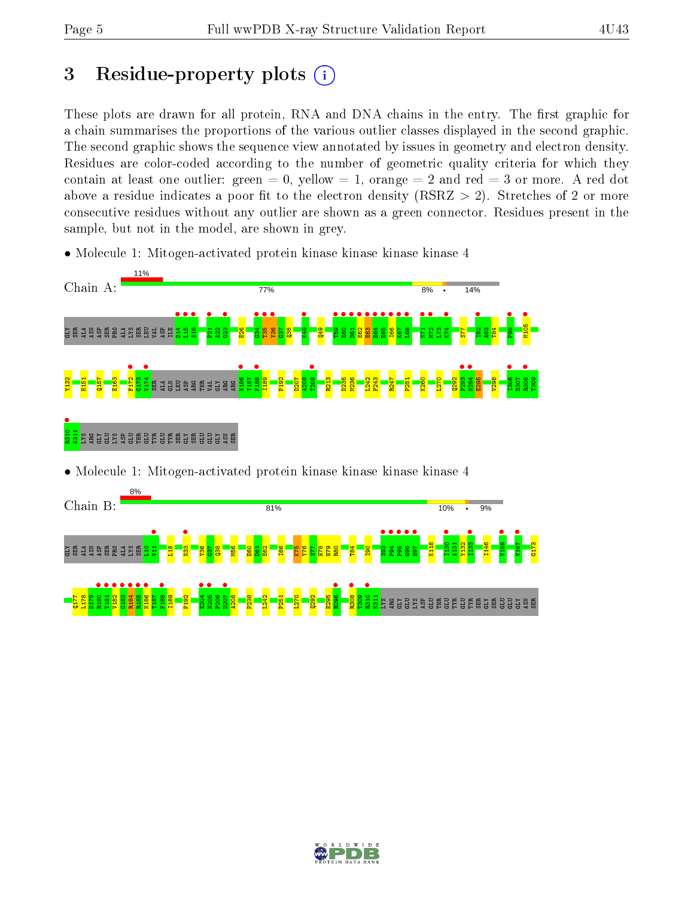# 3 Residue-property plots

These plots are drawn for all protein, RNA and DNA chains in the entry. The first graphic for a chain summarises the proportions of the various outlier classes displayed in the second graphic. The second graphic shows the sequence view annotated by issues in geometry and electron density. Residues are color-coded according to the number of geometric quality criteria for which they contain at least one outlier: green = 0, yellow = 1, orange = 2 and red = 3 or more. A red dot above a residue indicates a poor fit to the electron density (RSRZ > 2). Stretches of 2 or more consecutive residues without any outlier are shown as a green connector. Residues present in the sample, but not in the model, are shown in grey.

- Molecule 1: Mitogen-activated protein kinase kinase kinase kinase 4

Chain A: 11% | 77% | 8% | • | 14%

GLY SER ALA ASN ASP SER PRO ALA LYS SER LEU VAL ASP ILE D14 L15 S16 P21 A22 G23 E26 G34 T35 Y36 G37 Q38 K46 Q49 T59 E60 D61 E62 E63 E64 E65 I66 K67 L68 N71 M72 L73 K74 S77 I82 A83 T84 P95 M105 Y132 H151 Q157 E163 F172 G173 V174 SER ALA GLN LEU ASP ARG THR VAL GLY ARG ARG N186 T187 F188 I189 P192 D207 A208 T209 R213 D235 M236 L242 F243 R247 P251 K260 L270 Q292 P293 N294 E295 V298 I306 D307 R308 T309 R310 K311 LYS ARG GLY GLU LYS ASP GLU THR GLU TYR GLU TYR SER GLY SER GLU GLU GLY ASN SER

- Molecule 1: Mitogen-activated protein kinase kinase kinase kinase 4

Chain B: 8% | 81% | 10% | • | 9%

GLY SER ALA ASN ASP SER PRO ALA LYS SER L10 V11 L18 N33 Y36 G37 Q38 M56 E60 D61 E62 I66 K75 Y76 S77 H78 H79 R80 T84 I90 S93 P94 P95 G96 H97 K118 I130 A131 V132 I133 I146 V159 V167 G173 Q177 L178 D179 R180 T181 V182 G183 R184 R185 N186 T187 F188 I189 P192 E204 K205 P206 D207 A208 F238 L242 F251 L270 Q292 E295 R296 R308 T309 R310 K311 LYS ARG GLY GLU LYS ASP GLU THR GLU TYR GLU TYR SER GLY SER GLU GLU GLY ASN SER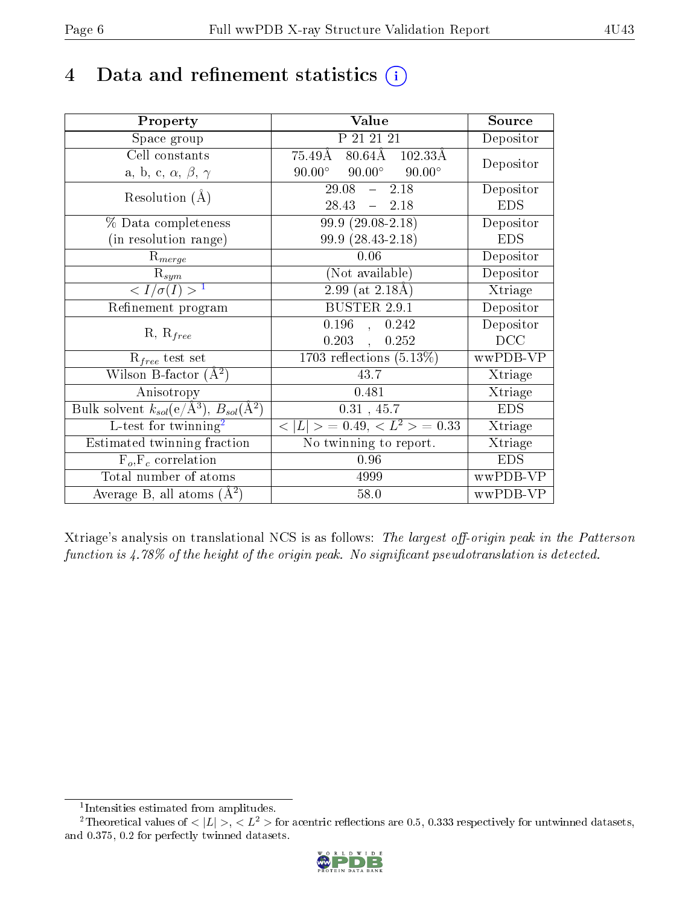# 4 Data and refinement statistics (i)

| Property | Value | Source |
|---|---|---|
| Space group | P 21 21 21 | Depositor |
| Cell constants<br>a, b, c, $\alpha$, $\beta$, $\gamma$ | 75.49Å 80.64Å 102.33Å<br>90.00° 90.00° 90.00° | Depositor |
| Resolution (Å) | 29.08 – 2.18<br>28.43 – 2.18 | Depositor<br>EDS |
| % Data completeness<br>(in resolution range) | 99.9 (29.08-2.18)<br>99.9 (28.43-2.18) | Depositor<br>EDS |
| $R_{merge}$ | 0.06 | Depositor |
| $R_{sym}$ | (Not available) | Depositor |
| $< I/\sigma(I) >$ [1] | 2.99 (at 2.18Å) | Xtriage |
| Refinement program | BUSTER 2.9.1 | Depositor |
| R, $R_{free}$ | 0.196 , 0.242<br>0.203 , 0.252 | Depositor<br>DCC |
| $R_{free}$ test set | 1703 reflections (5.13%) | wwPDB-VP |
| Wilson B-factor (Å$^2$) | 43.7 | Xtriage |
| Anisotropy | 0.481 | Xtriage |
| Bulk solvent $k_{sol}$(e/Å$^3$), $B_{sol}$(Å$^2$) | 0.31 , 45.7 | EDS |
| L-test for twinning[2] | $< \|L\| > = 0.49$, $< L^2 > = 0.33$ | Xtriage |
| Estimated twinning fraction | No twinning to report. | Xtriage |
| $F_o$,$F_c$ correlation | 0.96 | EDS |
| Total number of atoms | 4999 | wwPDB-VP |
| Average B, all atoms (Å$^2$) | 58.0 | wwPDB-VP |

Xtriage's analysis on translational NCS is as follows: *The largest off-origin peak in the Patterson function is 4.78% of the height of the origin peak. No significant pseudotranslation is detected.*

[1] Intensities estimated from amplitudes.

[2] Theoretical values of $< |L| >$, $< L^2 >$ for acentric reflections are 0.5, 0.333 respectively for untwinned datasets, and 0.375, 0.2 for perfectly twinned datasets.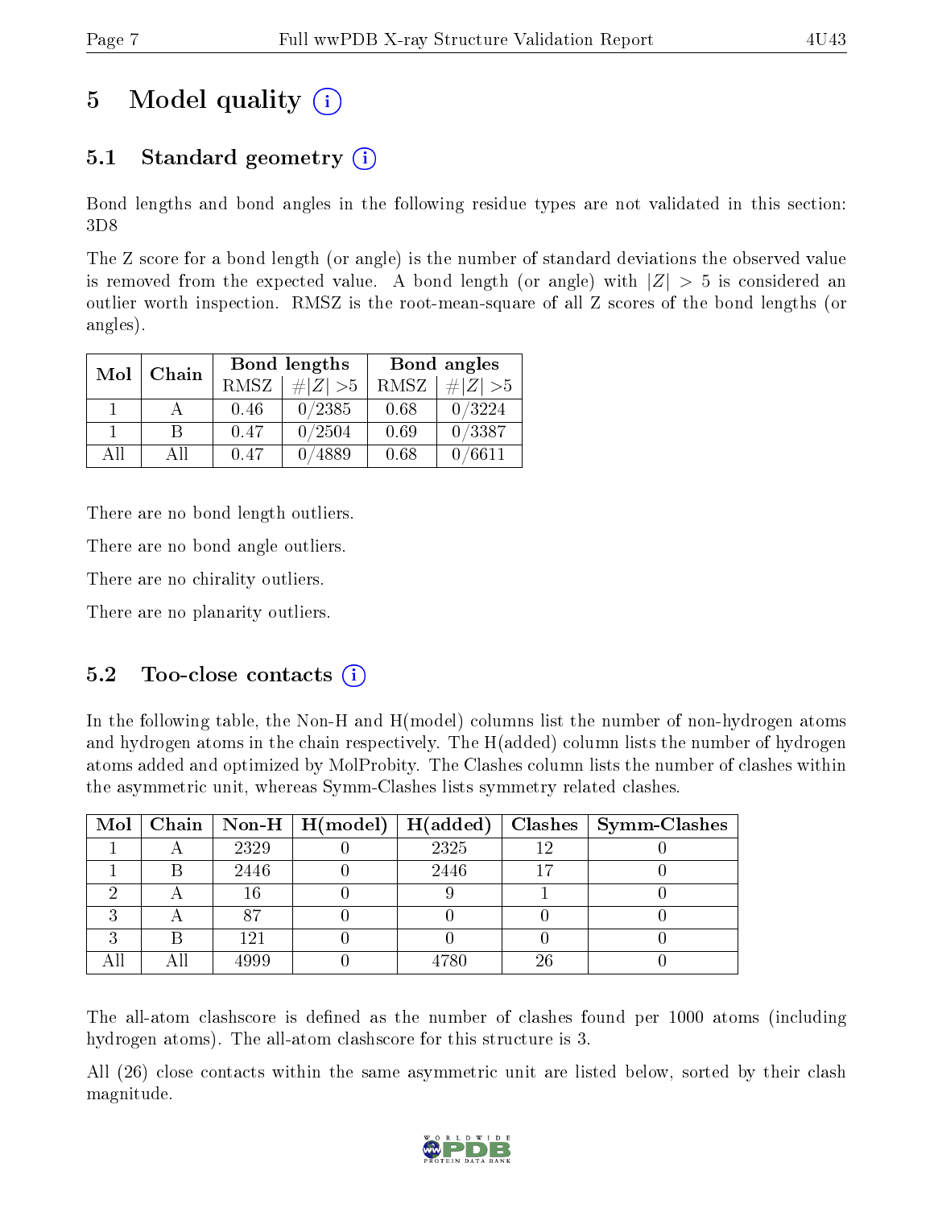# 5 Model quality (i)

## 5.1 Standard geometry (i)

Bond lengths and bond angles in the following residue types are not validated in this section: 3D8

The Z score for a bond length (or angle) is the number of standard deviations the observed value is removed from the expected value. A bond length (or angle) with $|Z| > 5$ is considered an outlier worth inspection. RMSZ is the root-mean-square of all Z scores of the bond lengths (or angles).

| Mol | Chain | Bond lengths | | Bond angles | |
|---|---|---|---|---|---|
| | | RMSZ | #\|Z\| >5 | RMSZ | #\|Z\| >5 |
| 1 | A | 0.46 | 0/2385 | 0.68 | 0/3224 |
| 1 | B | 0.47 | 0/2504 | 0.69 | 0/3387 |
| All | All | 0.47 | 0/4889 | 0.68 | 0/6611 |

There are no bond length outliers.

There are no bond angle outliers.

There are no chirality outliers.

There are no planarity outliers.

## 5.2 Too-close contacts (i)

In the following table, the Non-H and H(model) columns list the number of non-hydrogen atoms and hydrogen atoms in the chain respectively. The H(added) column lists the number of hydrogen atoms added and optimized by MolProbity. The Clashes column lists the number of clashes within the asymmetric unit, whereas Symm-Clashes lists symmetry related clashes.

| Mol | Chain | Non-H | H(model) | H(added) | Clashes | Symm-Clashes |
|---|---|---|---|---|---|---|
| 1 | A | 2329 | 0 | 2325 | 12 | 0 |
| 1 | B | 2446 | 0 | 2446 | 17 | 0 |
| 2 | A | 16 | 0 | 9 | 1 | 0 |
| 3 | A | 87 | 0 | 0 | 0 | 0 |
| 3 | B | 121 | 0 | 0 | 0 | 0 |
| All | All | 4999 | 0 | 4780 | 26 | 0 |

The all-atom clashscore is defined as the number of clashes found per 1000 atoms (including hydrogen atoms). The all-atom clashscore for this structure is 3.

All (26) close contacts within the same asymmetric unit are listed below, sorted by their clash magnitude.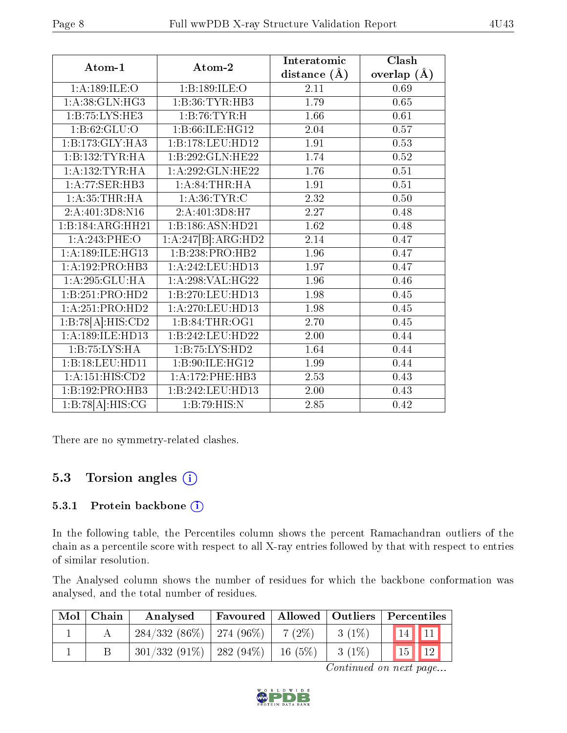| Atom-1 | Atom-2 | Interatomic distance (Å) | Clash overlap (Å) |
| --- | --- | --- | --- |
| 1:A:189:ILE:O | 1:B:189:ILE:O | 2.11 | 0.69 |
| 1:A:38:GLN:HG3 | 1:B:36:TYR:HB3 | 1.79 | 0.65 |
| 1:B:75:LYS:HE3 | 1:B:76:TYR:H | 1.66 | 0.61 |
| 1:B:62:GLU:O | 1:B:66:ILE:HG12 | 2.04 | 0.57 |
| 1:B:173:GLY:HA3 | 1:B:178:LEU:HD12 | 1.91 | 0.53 |
| 1:B:132:TYR:HA | 1:B:292:GLN:HE22 | 1.74 | 0.52 |
| 1:A:132:TYR:HA | 1:A:292:GLN:HE22 | 1.76 | 0.51 |
| 1:A:77:SER:HB3 | 1:A:84:THR:HA | 1.91 | 0.51 |
| 1:A:35:THR:HA | 1:A:36:TYR:C | 2.32 | 0.50 |
| 2:A:401:3D8:N16 | 2:A:401:3D8:H7 | 2.27 | 0.48 |
| 1:B:184:ARG:HH21 | 1:B:186:ASN:HD21 | 1.62 | 0.48 |
| 1:A:243:PHE:O | 1:A:247[B]:ARG:HD2 | 2.14 | 0.47 |
| 1:A:189:ILE:HG13 | 1:B:238:PRO:HB2 | 1.96 | 0.47 |
| 1:A:192:PRO:HB3 | 1:A:242:LEU:HD13 | 1.97 | 0.47 |
| 1:A:295:GLU:HA | 1:A:298:VAL:HG22 | 1.96 | 0.46 |
| 1:B:251:PRO:HD2 | 1:B:270:LEU:HD13 | 1.98 | 0.45 |
| 1:A:251:PRO:HD2 | 1:A:270:LEU:HD13 | 1.98 | 0.45 |
| 1:B:78[A]:HIS:CD2 | 1:B:84:THR:OG1 | 2.70 | 0.45 |
| 1:A:189:ILE:HD13 | 1:B:242:LEU:HD22 | 2.00 | 0.44 |
| 1:B:75:LYS:HA | 1:B:75:LYS:HD2 | 1.64 | 0.44 |
| 1:B:18:LEU:HD11 | 1:B:90:ILE:HG12 | 1.99 | 0.44 |
| 1:A:151:HIS:CD2 | 1:A:172:PHE:HB3 | 2.53 | 0.43 |
| 1:B:192:PRO:HB3 | 1:B:242:LEU:HD13 | 2.00 | 0.43 |
| 1:B:78[A]:HIS:CG | 1:B:79:HIS:N | 2.85 | 0.42 |

There are no symmetry-related clashes.

## 5.3 Torsion angles

### 5.3.1 Protein backbone

In the following table, the Percentiles column shows the percent Ramachandran outliers of the chain as a percentile score with respect to all X-ray entries followed by that with respect to entries of similar resolution.

The Analysed column shows the number of residues for which the backbone conformation was analysed, and the total number of residues.

| Mol | Chain | Analysed | Favoured | Allowed | Outliers | Percentiles | |
| --- | --- | --- | --- | --- | --- | --- | --- |
| 1 | A | 284/332 (86%) | 274 (96%) | 7 (2%) | 3 (1%) | 14 | 11 |
| 1 | B | 301/332 (91%) | 282 (94%) | 16 (5%) | 3 (1%) | 15 | 12 |

*Continued on next page...*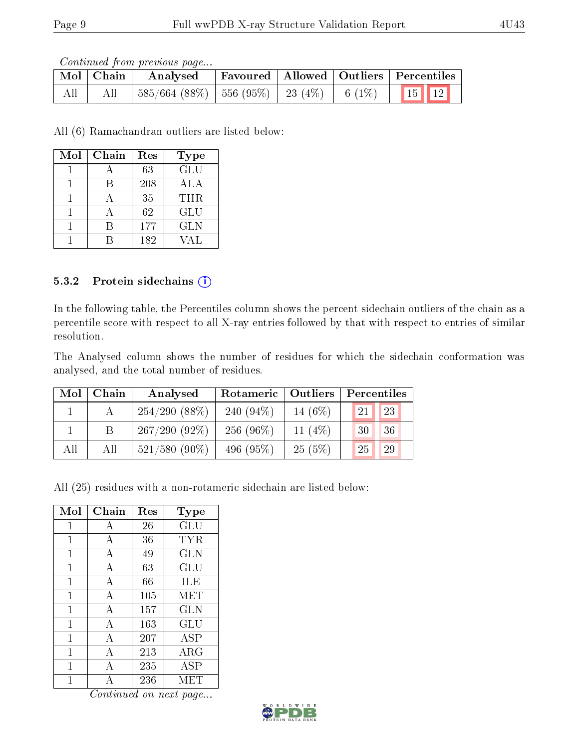*Continued from previous page...*

| Mol | Chain | Analysed | Favoured | Allowed | Outliers | Percentiles | |
|---|---|---|---|---|---|---|---|
| All | All | 585/664 (88%) | 556 (95%) | 23 (4%) | 6 (1%) | 15 | 12 |

All (6) Ramachandran outliers are listed below:

| Mol | Chain | Res | Type |
|---|---|---|---|
| 1 | A | 63 | GLU |
| 1 | B | 208 | ALA |
| 1 | A | 35 | THR |
| 1 | A | 62 | GLU |
| 1 | B | 177 | GLN |
| 1 | B | 182 | VAL |

### 5.3.2 Protein sidechains

In the following table, the Percentiles column shows the percent sidechain outliers of the chain as a percentile score with respect to all X-ray entries followed by that with respect to entries of similar resolution.

The Analysed column shows the number of residues for which the sidechain conformation was analysed, and the total number of residues.

| Mol | Chain | Analysed | Rotameric | Outliers | Percentiles | |
|---|---|---|---|---|---|---|
| 1 | A | 254/290 (88%) | 240 (94%) | 14 (6%) | 21 | 23 |
| 1 | B | 267/290 (92%) | 256 (96%) | 11 (4%) | 30 | 36 |
| All | All | 521/580 (90%) | 496 (95%) | 25 (5%) | 25 | 29 |

All (25) residues with a non-rotameric sidechain are listed below:

| Mol | Chain | Res | Type |
|---|---|---|---|
| 1 | A | 26 | GLU |
| 1 | A | 36 | TYR |
| 1 | A | 49 | GLN |
| 1 | A | 63 | GLU |
| 1 | A | 66 | ILE |
| 1 | A | 105 | MET |
| 1 | A | 157 | GLN |
| 1 | A | 163 | GLU |
| 1 | A | 207 | ASP |
| 1 | A | 213 | ARG |
| 1 | A | 235 | ASP |
| 1 | A | 236 | MET |

*Continued on next page...*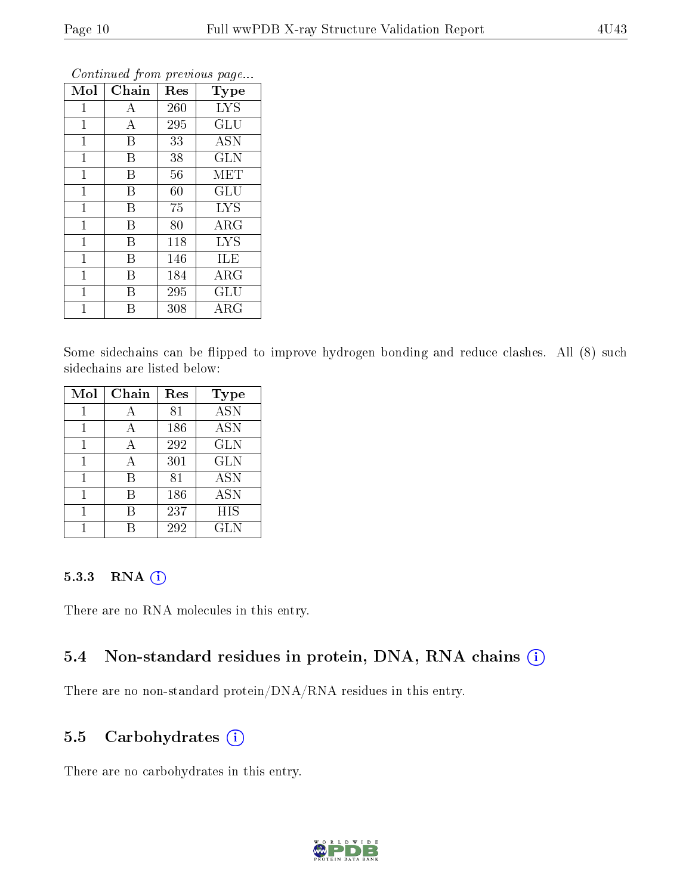*Continued from previous page...*

| Mol | Chain | Res | Type |
|---|---|---|---|
| 1 | A | 260 | LYS |
| 1 | A | 295 | GLU |
| 1 | B | 33 | ASN |
| 1 | B | 38 | GLN |
| 1 | B | 56 | MET |
| 1 | B | 60 | GLU |
| 1 | B | 75 | LYS |
| 1 | B | 80 | ARG |
| 1 | B | 118 | LYS |
| 1 | B | 146 | ILE |
| 1 | B | 184 | ARG |
| 1 | B | 295 | GLU |
| 1 | B | 308 | ARG |

Some sidechains can be flipped to improve hydrogen bonding and reduce clashes. All (8) such sidechains are listed below:

| Mol | Chain | Res | Type |
|---|---|---|---|
| 1 | A | 81 | ASN |
| 1 | A | 186 | ASN |
| 1 | A | 292 | GLN |
| 1 | A | 301 | GLN |
| 1 | B | 81 | ASN |
| 1 | B | 186 | ASN |
| 1 | B | 237 | HIS |
| 1 | B | 292 | GLN |

### 5.3.3 RNA

There are no RNA molecules in this entry.

## 5.4 Non-standard residues in protein, DNA, RNA chains

There are no non-standard protein/DNA/RNA residues in this entry.

## 5.5 Carbohydrates

There are no carbohydrates in this entry.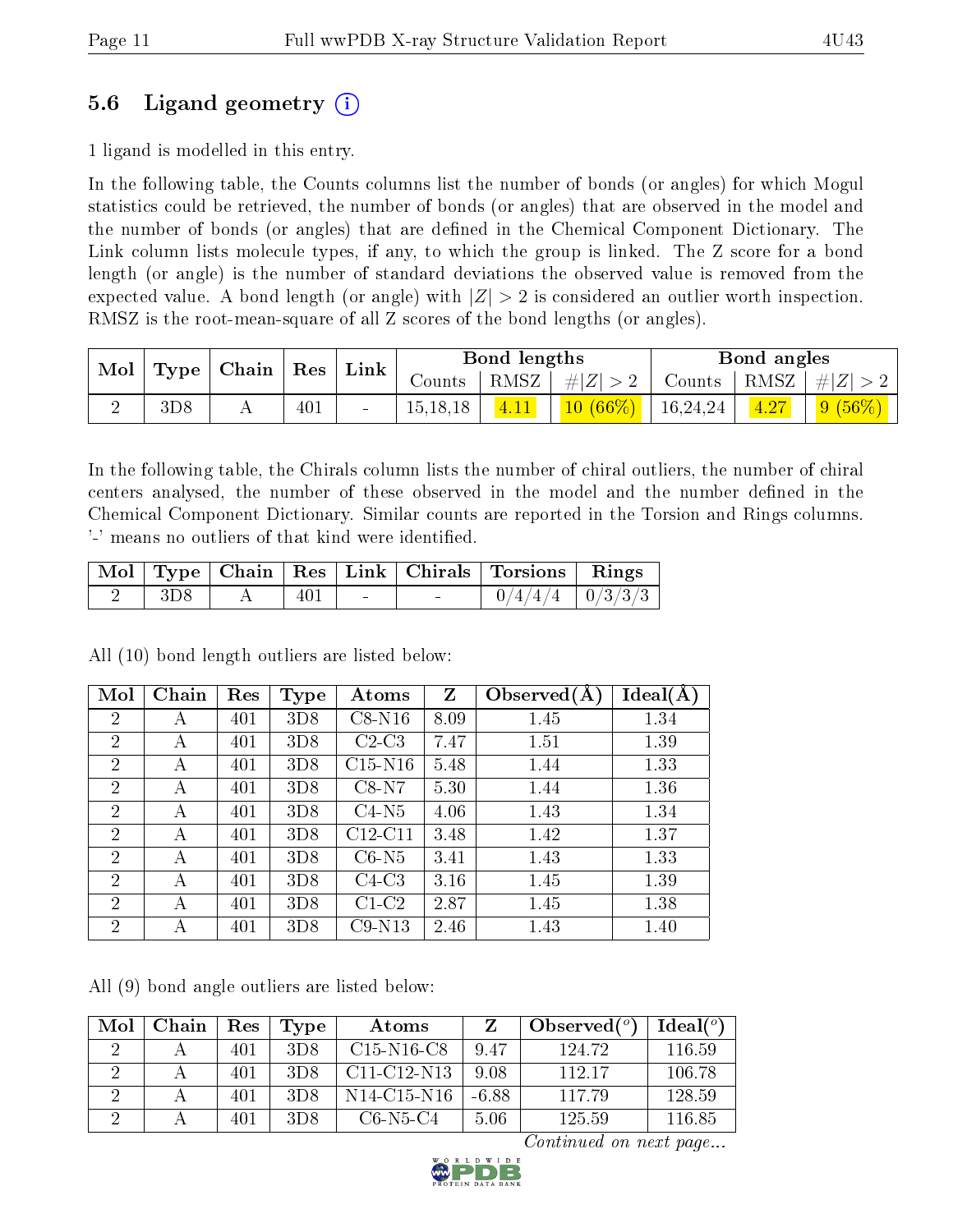## 5.6 Ligand geometry (i)

1 ligand is modelled in this entry.

In the following table, the Counts columns list the number of bonds (or angles) for which Mogul statistics could be retrieved, the number of bonds (or angles) that are observed in the model and the number of bonds (or angles) that are defined in the Chemical Component Dictionary. The Link column lists molecule types, if any, to which the group is linked. The Z score for a bond length (or angle) is the number of standard deviations the observed value is removed from the expected value. A bond length (or angle) with $|Z| > 2$ is considered an outlier worth inspection. RMSZ is the root-mean-square of all Z scores of the bond lengths (or angles).

| Mol | Type | Chain | Res | Link | Bond lengths | | | Bond angles | | |
|---|---|---|---|---|---|---|---|---|---|---|
| | | | | | Counts | RMSZ | $\#\|Z\| > 2$ | Counts | RMSZ | $\#\|Z\| > 2$ |
| 2 | 3D8 | A | 401 | - | 15,18,18 | 4.11 | 10 (66%) | 16,24,24 | 4.27 | 9 (56%) |

In the following table, the Chirals column lists the number of chiral outliers, the number of chiral centers analysed, the number of these observed in the model and the number defined in the Chemical Component Dictionary. Similar counts are reported in the Torsion and Rings columns. '-' means no outliers of that kind were identified.

| Mol | Type | Chain | Res | Link | Chirals | Torsions | Rings |
|---|---|---|---|---|---|---|---|
| 2 | 3D8 | A | 401 | - | - | 0/4/4/4 | 0/3/3/3 |

All (10) bond length outliers are listed below:

| Mol | Chain | Res | Type | Atoms | Z | Observed(Å) | Ideal(Å) |
|---|---|---|---|---|---|---|---|
| 2 | A | 401 | 3D8 | C8-N16 | 8.09 | 1.45 | 1.34 |
| 2 | A | 401 | 3D8 | C2-C3 | 7.47 | 1.51 | 1.39 |
| 2 | A | 401 | 3D8 | C15-N16 | 5.48 | 1.44 | 1.33 |
| 2 | A | 401 | 3D8 | C8-N7 | 5.30 | 1.44 | 1.36 |
| 2 | A | 401 | 3D8 | C4-N5 | 4.06 | 1.43 | 1.34 |
| 2 | A | 401 | 3D8 | C12-C11 | 3.48 | 1.42 | 1.37 |
| 2 | A | 401 | 3D8 | C6-N5 | 3.41 | 1.43 | 1.33 |
| 2 | A | 401 | 3D8 | C4-C3 | 3.16 | 1.45 | 1.39 |
| 2 | A | 401 | 3D8 | C1-C2 | 2.87 | 1.45 | 1.38 |
| 2 | A | 401 | 3D8 | C9-N13 | 2.46 | 1.43 | 1.40 |

All (9) bond angle outliers are listed below:

| Mol | Chain | Res | Type | Atoms | Z | Observed(°) | Ideal(°) |
|---|---|---|---|---|---|---|---|
| 2 | A | 401 | 3D8 | C15-N16-C8 | 9.47 | 124.72 | 116.59 |
| 2 | A | 401 | 3D8 | C11-C12-N13 | 9.08 | 112.17 | 106.78 |
| 2 | A | 401 | 3D8 | N14-C15-N16 | -6.88 | 117.79 | 128.59 |
| 2 | A | 401 | 3D8 | C6-N5-C4 | 5.06 | 125.59 | 116.85 |

*Continued on next page...*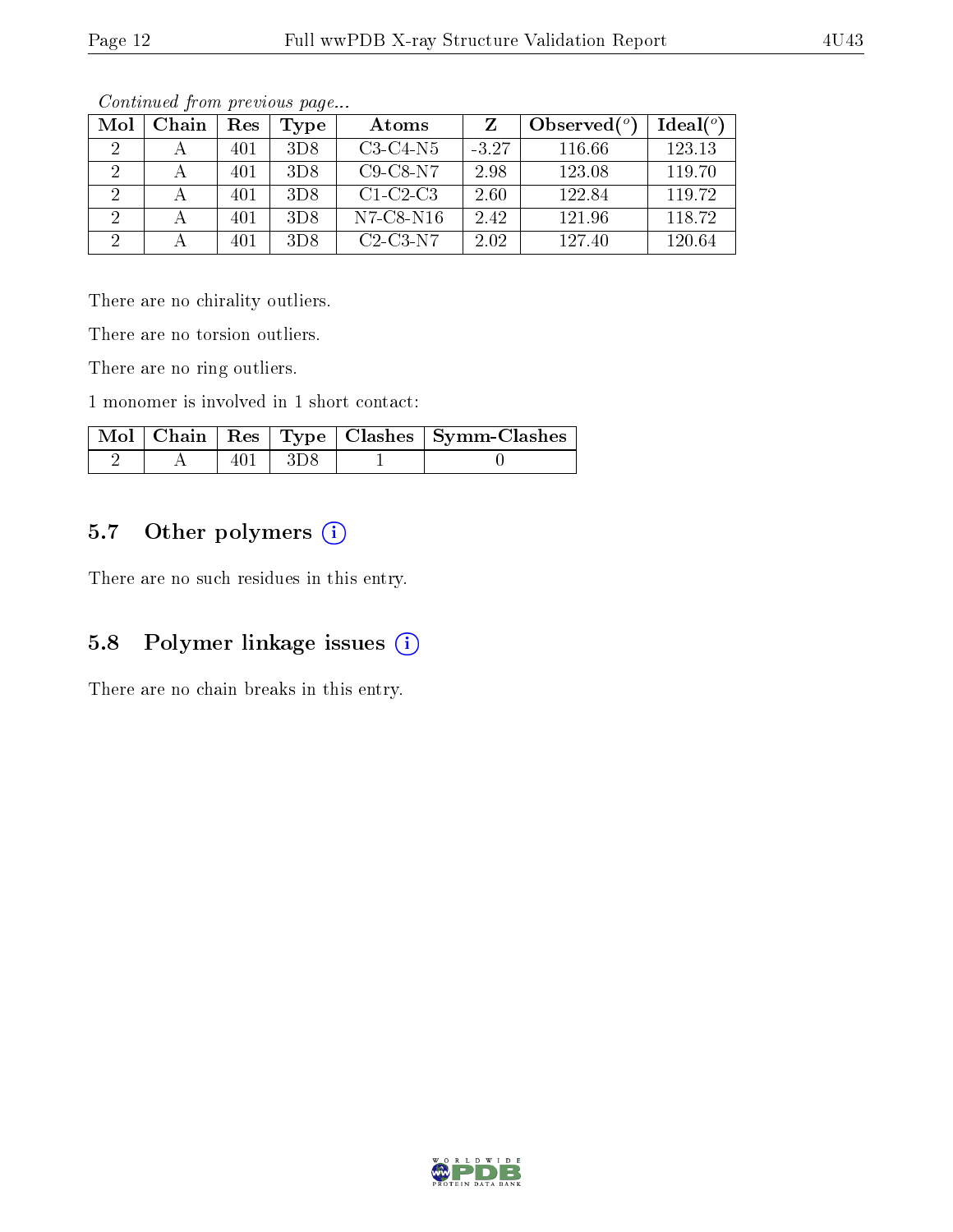*Continued from previous page...*

| Mol | Chain | Res | Type | Atoms | Z | Observed(°) | Ideal(°) |
|---|---|---|---|---|---|---|---|
| 2 | A | 401 | 3D8 | C3-C4-N5 | -3.27 | 116.66 | 123.13 |
| 2 | A | 401 | 3D8 | C9-C8-N7 | 2.98 | 123.08 | 119.70 |
| 2 | A | 401 | 3D8 | C1-C2-C3 | 2.60 | 122.84 | 119.72 |
| 2 | A | 401 | 3D8 | N7-C8-N16 | 2.42 | 121.96 | 118.72 |
| 2 | A | 401 | 3D8 | C2-C3-N7 | 2.02 | 127.40 | 120.64 |

There are no chirality outliers.

There are no torsion outliers.

There are no ring outliers.

1 monomer is involved in 1 short contact:

| Mol | Chain | Res | Type | Clashes | Symm-Clashes |
|---|---|---|---|---|---|
| 2 | A | 401 | 3D8 | 1 | 0 |

## 5.7 Other polymers

There are no such residues in this entry.

## 5.8 Polymer linkage issues

There are no chain breaks in this entry.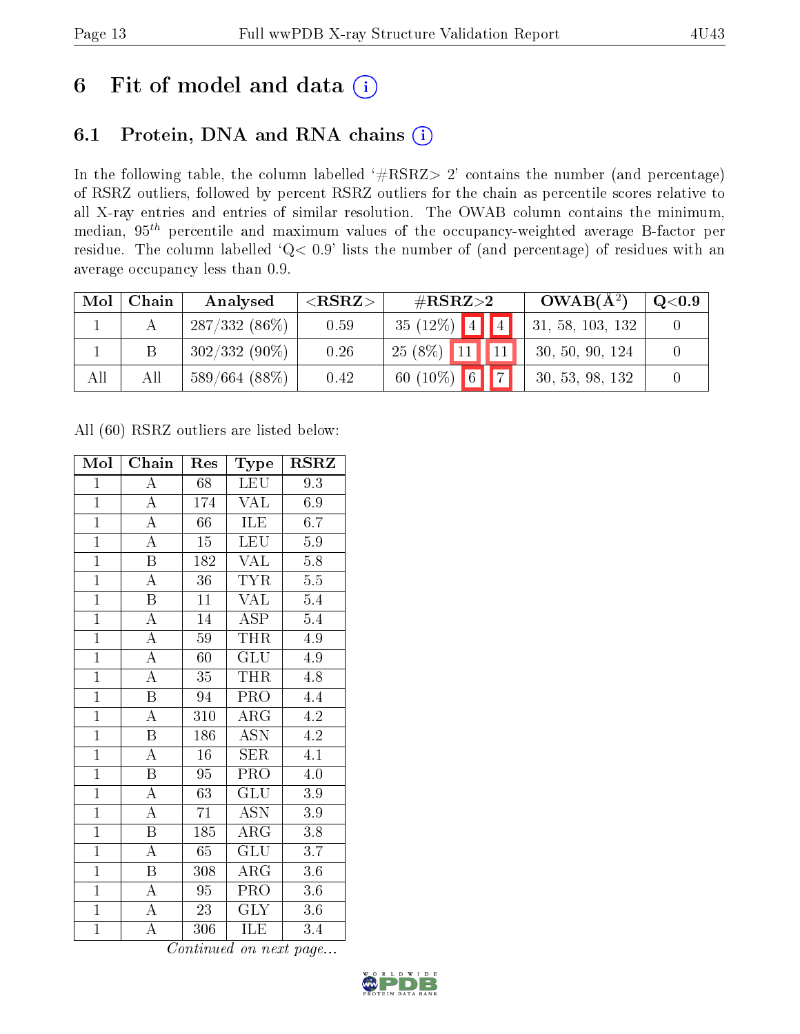# 6 Fit of model and data (i)

## 6.1 Protein, DNA and RNA chains (i)

In the following table, the column labelled '#RSRZ> 2' contains the number (and percentage) of RSRZ outliers, followed by percent RSRZ outliers for the chain as percentile scores relative to all X-ray entries and entries of similar resolution. The OWAB column contains the minimum, median, $95^{th}$ percentile and maximum values of the occupancy-weighted average B-factor per residue. The column labelled 'Q< 0.9' lists the number of (and percentage) of residues with an average occupancy less than 0.9.

| Mol | Chain | Analysed | <RSRZ> | #RSRZ>2 | | | OWAB(Å²) | Q<0.9 |
|---|---|---|---|---|---|---|---|---|
| 1 | A | 287/332 (86%) | 0.59 | 35 (12%) | 4 | 4 | 31, 58, 103, 132 | 0 |
| 1 | B | 302/332 (90%) | 0.26 | 25 (8%) | 11 | 11 | 30, 50, 90, 124 | 0 |
| All | All | 589/664 (88%) | 0.42 | 60 (10%) | 6 | 7 | 30, 53, 98, 132 | 0 |

All (60) RSRZ outliers are listed below:

| Mol | Chain | Res | Type | RSRZ |
|---|---|---|---|---|
| 1 | A | 68 | LEU | 9.3 |
| 1 | A | 174 | VAL | 6.9 |
| 1 | A | 66 | ILE | 6.7 |
| 1 | A | 15 | LEU | 5.9 |
| 1 | B | 182 | VAL | 5.8 |
| 1 | A | 36 | TYR | 5.5 |
| 1 | B | 11 | VAL | 5.4 |
| 1 | A | 14 | ASP | 5.4 |
| 1 | A | 59 | THR | 4.9 |
| 1 | A | 60 | GLU | 4.9 |
| 1 | A | 35 | THR | 4.8 |
| 1 | B | 94 | PRO | 4.4 |
| 1 | A | 310 | ARG | 4.2 |
| 1 | B | 186 | ASN | 4.2 |
| 1 | A | 16 | SER | 4.1 |
| 1 | B | 95 | PRO | 4.0 |
| 1 | A | 63 | GLU | 3.9 |
| 1 | A | 71 | ASN | 3.9 |
| 1 | B | 185 | ARG | 3.8 |
| 1 | A | 65 | GLU | 3.7 |
| 1 | B | 308 | ARG | 3.6 |
| 1 | A | 95 | PRO | 3.6 |
| 1 | A | 23 | GLY | 3.6 |
| 1 | A | 306 | ILE | 3.4 |

*Continued on next page...*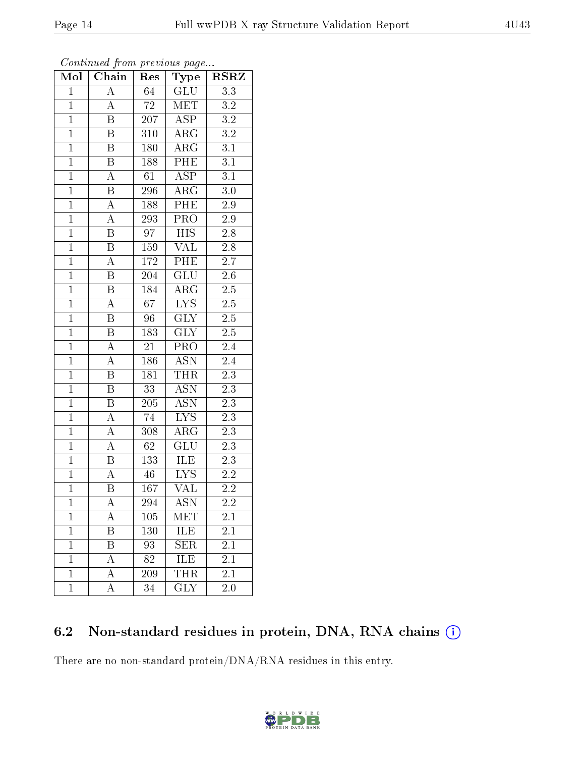*Continued from previous page...*

| Mol | Chain | Res | Type | RSRZ |
|---|---|---|---|---|
| 1 | A | 64 | GLU | 3.3 |
| 1 | A | 72 | MET | 3.2 |
| 1 | B | 207 | ASP | 3.2 |
| 1 | B | 310 | ARG | 3.2 |
| 1 | B | 180 | ARG | 3.1 |
| 1 | B | 188 | PHE | 3.1 |
| 1 | A | 61 | ASP | 3.1 |
| 1 | B | 296 | ARG | 3.0 |
| 1 | A | 188 | PHE | 2.9 |
| 1 | A | 293 | PRO | 2.9 |
| 1 | B | 97 | HIS | 2.8 |
| 1 | B | 159 | VAL | 2.8 |
| 1 | A | 172 | PHE | 2.7 |
| 1 | B | 204 | GLU | 2.6 |
| 1 | B | 184 | ARG | 2.5 |
| 1 | A | 67 | LYS | 2.5 |
| 1 | B | 96 | GLY | 2.5 |
| 1 | B | 183 | GLY | 2.5 |
| 1 | A | 21 | PRO | 2.4 |
| 1 | A | 186 | ASN | 2.4 |
| 1 | B | 181 | THR | 2.3 |
| 1 | B | 33 | ASN | 2.3 |
| 1 | B | 205 | ASN | 2.3 |
| 1 | A | 74 | LYS | 2.3 |
| 1 | A | 308 | ARG | 2.3 |
| 1 | A | 62 | GLU | 2.3 |
| 1 | B | 133 | ILE | 2.3 |
| 1 | A | 46 | LYS | 2.2 |
| 1 | B | 167 | VAL | 2.2 |
| 1 | A | 294 | ASN | 2.2 |
| 1 | A | 105 | MET | 2.1 |
| 1 | B | 130 | ILE | 2.1 |
| 1 | B | 93 | SER | 2.1 |
| 1 | A | 82 | ILE | 2.1 |
| 1 | A | 209 | THR | 2.1 |
| 1 | A | 34 | GLY | 2.0 |

## 6.2 Non-standard residues in protein, DNA, RNA chains

There are no non-standard protein/DNA/RNA residues in this entry.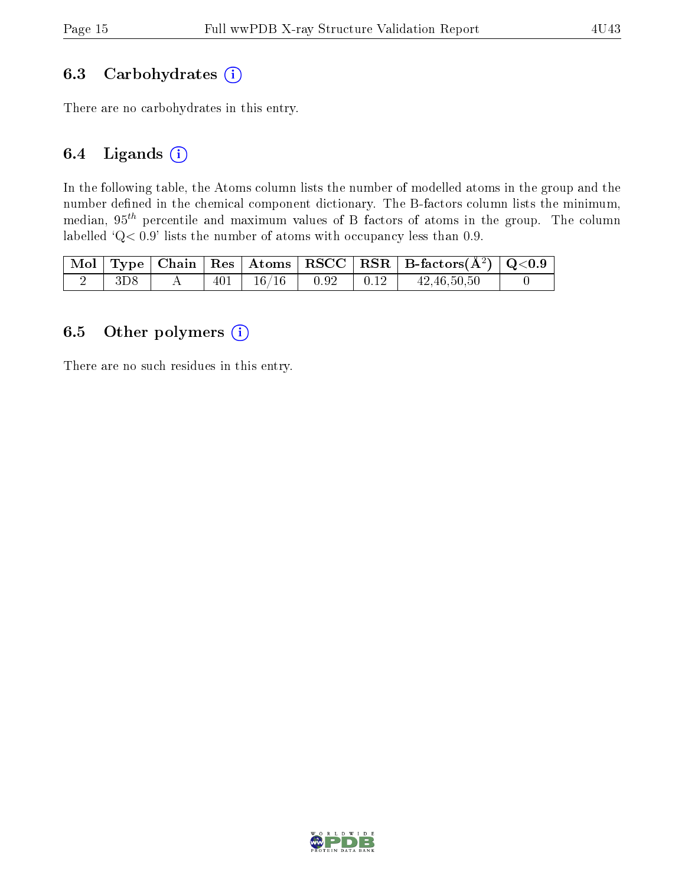### 6.3 Carbohydrates (i)

There are no carbohydrates in this entry.

### 6.4 Ligands (i)

In the following table, the Atoms column lists the number of modelled atoms in the group and the number defined in the chemical component dictionary. The B-factors column lists the minimum, median, $95^{th}$ percentile and maximum values of B factors of atoms in the group. The column labelled 'Q< 0.9' lists the number of atoms with occupancy less than 0.9.

| Mol | Type | Chain | Res | Atoms | RSCC | RSR | B-factors($\text{Å}^2$) | Q<0.9 |
|---|---|---|---|---|---|---|---|---|
| 2 | 3D8 | A | 401 | 16/16 | 0.92 | 0.12 | 42,46,50,50 | 0 |

### 6.5 Other polymers (i)

There are no such residues in this entry.